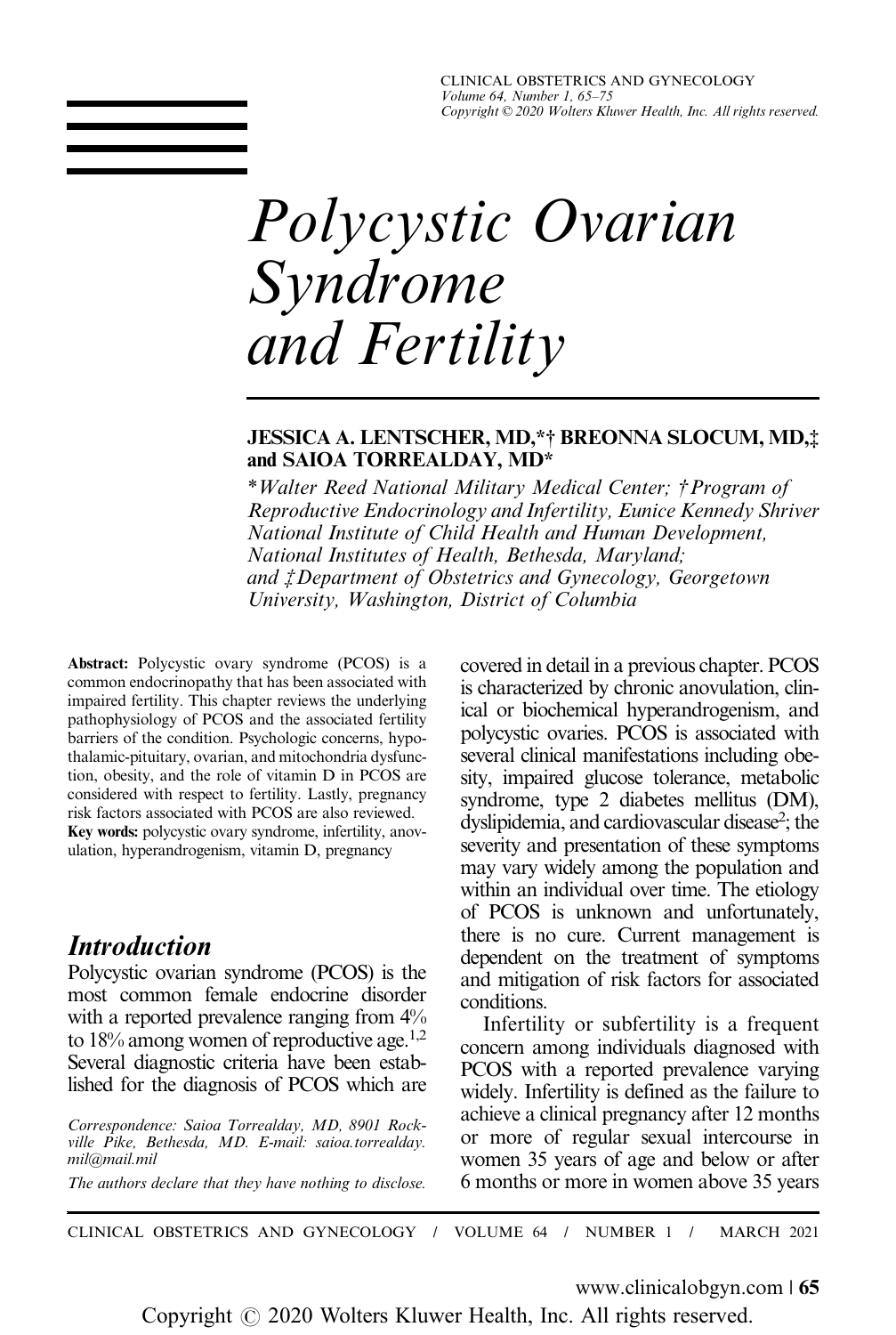# Polycystic Ovarian Syndrome and Fertility

**JESSICA A. LENTSCHER, MD,*† BREONNA SLOCUM, MD,‡ and SAIOA TORREALDAY, MD***

*\*Walter Reed National Military Medical Center; †Program of Reproductive Endocrinology and Infertility, Eunice Kennedy Shriver National Institute of Child Health and Human Development, National Institutes of Health, Bethesda, Maryland; and ‡Department of Obstetrics and Gynecology, Georgetown University, Washington, District of Columbia*

**Abstract:** Polycystic ovary syndrome (PCOS) is a common endocrinopathy that has been associated with impaired fertility. This chapter reviews the underlying pathophysiology of PCOS and the associated fertility barriers of the condition. Psychologic concerns, hypothalamic-pituitary, ovarian, and mitochondria dysfunction, obesity, and the role of vitamin D in PCOS are considered with respect to fertility. Lastly, pregnancy risk factors associated with PCOS are also reviewed.

**Key words:** polycystic ovary syndrome, infertility, anovulation, hyperandrogenism, vitamin D, pregnancy

## Introduction

Polycystic ovarian syndrome (PCOS) is the most common female endocrine disorder with a reported prevalence ranging from 4% to 18% among women of reproductive age.[1,2] Several diagnostic criteria have been established for the diagnosis of PCOS which are covered in detail in a previous chapter. PCOS is characterized by chronic anovulation, clinical or biochemical hyperandrogenism, and polycystic ovaries. PCOS is associated with several clinical manifestations including obesity, impaired glucose tolerance, metabolic syndrome, type 2 diabetes mellitus (DM), dyslipidemia, and cardiovascular disease[2]; the severity and presentation of these symptoms may vary widely among the population and within an individual over time. The etiology of PCOS is unknown and unfortunately, there is no cure. Current management is dependent on the treatment of symptoms and mitigation of risk factors for associated conditions.

Infertility or subfertility is a frequent concern among individuals diagnosed with PCOS with a reported prevalence varying widely. Infertility is defined as the failure to achieve a clinical pregnancy after 12 months or more of regular sexual intercourse in women 35 years of age and below or after 6 months or more in women above 35 years

*Correspondence: Saioa Torrealday, MD, 8901 Rockville Pike, Bethesda, MD. E-mail: saioa.torrealday.mil@mail.mil*

*The authors declare that they have nothing to disclose.*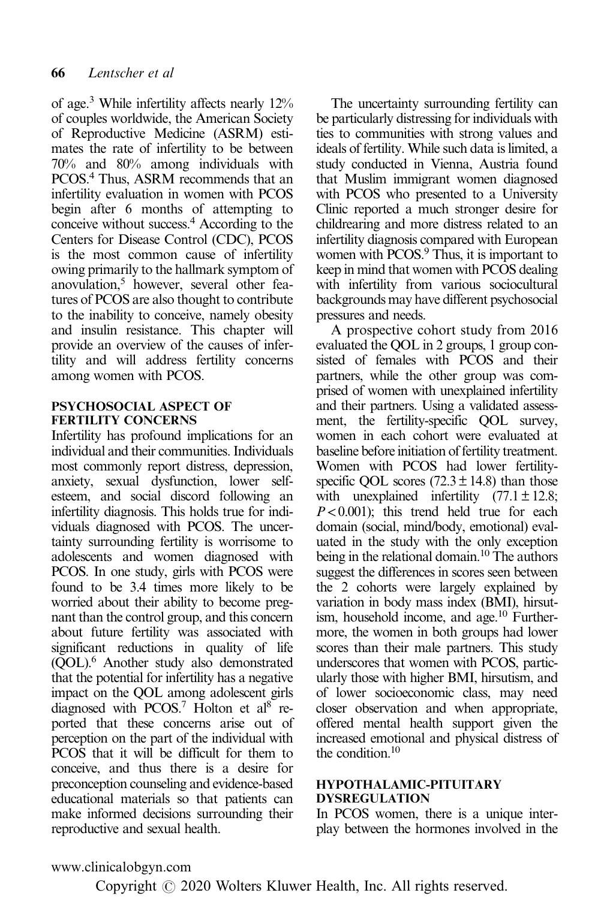of age.[3] While infertility affects nearly 12% of couples worldwide, the American Society of Reproductive Medicine (ASRM) estimates the rate of infertility to be between 70% and 80% among individuals with PCOS.[4] Thus, ASRM recommends that an infertility evaluation in women with PCOS begin after 6 months of attempting to conceive without success.[4] According to the Centers for Disease Control (CDC), PCOS is the most common cause of infertility owing primarily to the hallmark symptom of anovulation,[5] however, several other features of PCOS are also thought to contribute to the inability to conceive, namely obesity and insulin resistance. This chapter will provide an overview of the causes of infertility and will address fertility concerns among women with PCOS.

## PSYCHOSOCIAL ASPECT OF FERTILITY CONCERNS

Infertility has profound implications for an individual and their communities. Individuals most commonly report distress, depression, anxiety, sexual dysfunction, lower self-esteem, and social discord following an infertility diagnosis. This holds true for individuals diagnosed with PCOS. The uncertainty surrounding fertility is worrisome to adolescents and women diagnosed with PCOS. In one study, girls with PCOS were found to be 3.4 times more likely to be worried about their ability to become pregnant than the control group, and this concern about future fertility was associated with significant reductions in quality of life (QOL).[6] Another study also demonstrated that the potential for infertility has a negative impact on the QOL among adolescent girls diagnosed with PCOS.[7] Holton et al[8] reported that these concerns arise out of perception on the part of the individual with PCOS that it will be difficult for them to conceive, and thus there is a desire for preconception counseling and evidence-based educational materials so that patients can make informed decisions surrounding their reproductive and sexual health.

The uncertainty surrounding fertility can be particularly distressing for individuals with ties to communities with strong values and ideals of fertility. While such data is limited, a study conducted in Vienna, Austria found that Muslim immigrant women diagnosed with PCOS who presented to a University Clinic reported a much stronger desire for childrearing and more distress related to an infertility diagnosis compared with European women with PCOS.[9] Thus, it is important to keep in mind that women with PCOS dealing with infertility from various sociocultural backgrounds may have different psychosocial pressures and needs.

A prospective cohort study from 2016 evaluated the QOL in 2 groups, 1 group consisted of females with PCOS and their partners, while the other group was comprised of women with unexplained infertility and their partners. Using a validated assessment, the fertility-specific QOL survey, women in each cohort were evaluated at baseline before initiation of fertility treatment. Women with PCOS had lower fertility-specific QOL scores ($72.3 \pm 14.8$) than those with unexplained infertility ($77.1 \pm 12.8$; $P < 0.001$); this trend held true for each domain (social, mind/body, emotional) evaluated in the study with the only exception being in the relational domain.[10] The authors suggest the differences in scores seen between the 2 cohorts were largely explained by variation in body mass index (BMI), hirsutism, household income, and age.[10] Furthermore, the women in both groups had lower scores than their male partners. This study underscores that women with PCOS, particularly those with higher BMI, hirsutism, and of lower socioeconomic class, may need closer observation and when appropriate, offered mental health support given the increased emotional and physical distress of the condition.[10]

## HYPOTHALAMIC-PITUITARY DYSREGULATION

In PCOS women, there is a unique interplay between the hormones involved in the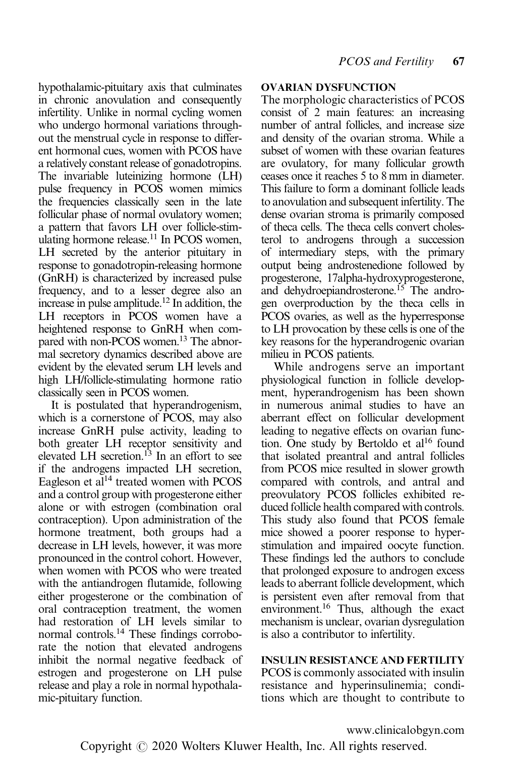hypothalamic-pituitary axis that culminates in chronic anovulation and consequently infertility. Unlike in normal cycling women who undergo hormonal variations throughout the menstrual cycle in response to different hormonal cues, women with PCOS have a relatively constant release of gonadotropins. The invariable luteinizing hormone (LH) pulse frequency in PCOS women mimics the frequencies classically seen in the late follicular phase of normal ovulatory women; a pattern that favors LH over follicle-stimulating hormone release.[11] In PCOS women, LH secreted by the anterior pituitary in response to gonadotropin-releasing hormone (GnRH) is characterized by increased pulse frequency, and to a lesser degree also an increase in pulse amplitude.[12] In addition, the LH receptors in PCOS women have a heightened response to GnRH when compared with non-PCOS women.[13] The abnormal secretory dynamics described above are evident by the elevated serum LH levels and high LH/follicle-stimulating hormone ratio classically seen in PCOS women.

It is postulated that hyperandrogenism, which is a cornerstone of PCOS, may also increase GnRH pulse activity, leading to both greater LH receptor sensitivity and elevated LH secretion.[13] In an effort to see if the androgens impacted LH secretion, Eagleson et al[14] treated women with PCOS and a control group with progesterone either alone or with estrogen (combination oral contraception). Upon administration of the hormone treatment, both groups had a decrease in LH levels, however, it was more pronounced in the control cohort. However, when women with PCOS who were treated with the antiandrogen flutamide, following either progesterone or the combination of oral contraception treatment, the women had restoration of LH levels similar to normal controls.[14] These findings corroborate the notion that elevated androgens inhibit the normal negative feedback of estrogen and progesterone on LH pulse release and play a role in normal hypothalamic-pituitary function.

## OVARIAN DYSFUNCTION

The morphologic characteristics of PCOS consist of 2 main features: an increasing number of antral follicles, and increase size and density of the ovarian stroma. While a subset of women with these ovarian features are ovulatory, for many follicular growth ceases once it reaches 5 to 8 mm in diameter. This failure to form a dominant follicle leads to anovulation and subsequent infertility. The dense ovarian stroma is primarily composed of theca cells. The theca cells convert cholesterol to androgens through a succession of intermediary steps, with the primary output being androstenedione followed by progesterone, 17alpha-hydroxyprogesterone, and dehydroepiandrosterone.[15] The androgen overproduction by the theca cells in PCOS ovaries, as well as the hyperresponse to LH provocation by these cells is one of the key reasons for the hyperandrogenic ovarian milieu in PCOS patients.

While androgens serve an important physiological function in follicle development, hyperandrogenism has been shown in numerous animal studies to have an aberrant effect on follicular development leading to negative effects on ovarian function. One study by Bertoldo et al[16] found that isolated preantral and antral follicles from PCOS mice resulted in slower growth compared with controls, and antral and preovulatory PCOS follicles exhibited reduced follicle health compared with controls. This study also found that PCOS female mice showed a poorer response to hyperstimulation and impaired oocyte function. These findings led the authors to conclude that prolonged exposure to androgen excess leads to aberrant follicle development, which is persistent even after removal from that environment.[16] Thus, although the exact mechanism is unclear, ovarian dysregulation is also a contributor to infertility.

## INSULIN RESISTANCE AND FERTILITY

PCOS is commonly associated with insulin resistance and hyperinsulinemia; conditions which are thought to contribute to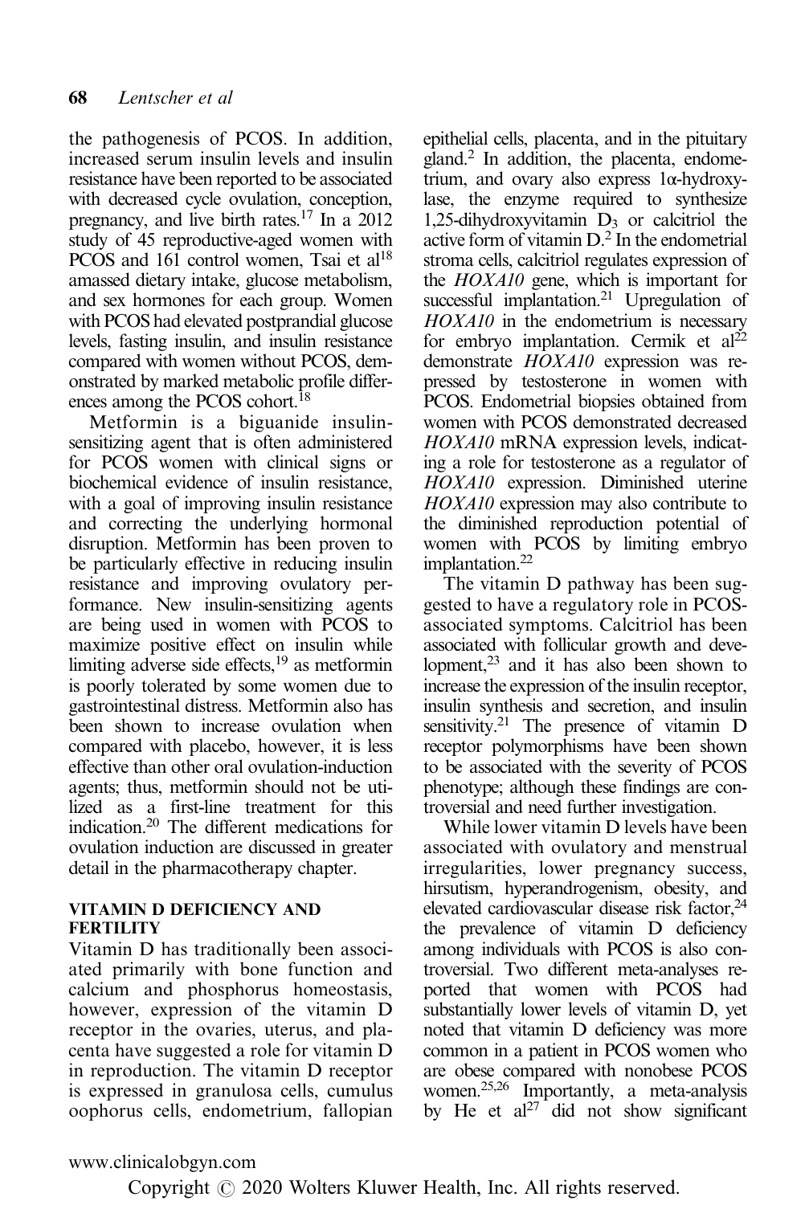the pathogenesis of PCOS. In addition, increased serum insulin levels and insulin resistance have been reported to be associated with decreased cycle ovulation, conception, pregnancy, and live birth rates.[17] In a 2012 study of 45 reproductive-aged women with PCOS and 161 control women, Tsai et al[18] amassed dietary intake, glucose metabolism, and sex hormones for each group. Women with PCOS had elevated postprandial glucose levels, fasting insulin, and insulin resistance compared with women without PCOS, demonstrated by marked metabolic profile differences among the PCOS cohort.[18]

Metformin is a biguanide insulin-sensitizing agent that is often administered for PCOS women with clinical signs or biochemical evidence of insulin resistance, with a goal of improving insulin resistance and correcting the underlying hormonal disruption. Metformin has been proven to be particularly effective in reducing insulin resistance and improving ovulatory performance. New insulin-sensitizing agents are being used in women with PCOS to maximize positive effect on insulin while limiting adverse side effects,[19] as metformin is poorly tolerated by some women due to gastrointestinal distress. Metformin also has been shown to increase ovulation when compared with placebo, however, it is less effective than other oral ovulation-induction agents; thus, metformin should not be utilized as a first-line treatment for this indication.[20] The different medications for ovulation induction are discussed in greater detail in the pharmacotherapy chapter.

## VITAMIN D DEFICIENCY AND FERTILITY

Vitamin D has traditionally been associated primarily with bone function and calcium and phosphorus homeostasis, however, expression of the vitamin D receptor in the ovaries, uterus, and placenta have suggested a role for vitamin D in reproduction. The vitamin D receptor is expressed in granulosa cells, cumulus oophorus cells, endometrium, fallopian epithelial cells, placenta, and in the pituitary gland.[2] In addition, the placenta, endometrium, and ovary also express 1α-hydroxylase, the enzyme required to synthesize 1,25-dihydroxyvitamin $D_3$ or calcitriol the active form of vitamin D.[2] In the endometrial stroma cells, calcitriol regulates expression of the *HOXA10* gene, which is important for successful implantation.[21] Upregulation of *HOXA10* in the endometrium is necessary for embryo implantation. Cermik et al[22] demonstrate *HOXA10* expression was repressed by testosterone in women with PCOS. Endometrial biopsies obtained from women with PCOS demonstrated decreased *HOXA10* mRNA expression levels, indicating a role for testosterone as a regulator of *HOXA10* expression. Diminished uterine *HOXA10* expression may also contribute to the diminished reproduction potential of women with PCOS by limiting embryo implantation.[22]

The vitamin D pathway has been suggested to have a regulatory role in PCOS-associated symptoms. Calcitriol has been associated with follicular growth and development,[23] and it has also been shown to increase the expression of the insulin receptor, insulin synthesis and secretion, and insulin sensitivity.[21] The presence of vitamin D receptor polymorphisms have been shown to be associated with the severity of PCOS phenotype; although these findings are controversial and need further investigation.

While lower vitamin D levels have been associated with ovulatory and menstrual irregularities, lower pregnancy success, hirsutism, hyperandrogenism, obesity, and elevated cardiovascular disease risk factor,[24] the prevalence of vitamin D deficiency among individuals with PCOS is also controversial. Two different meta-analyses reported that women with PCOS had substantially lower levels of vitamin D, yet noted that vitamin D deficiency was more common in a patient in PCOS women who are obese compared with nonobese PCOS women.[25,26] Importantly, a meta-analysis by He et al[27] did not show significant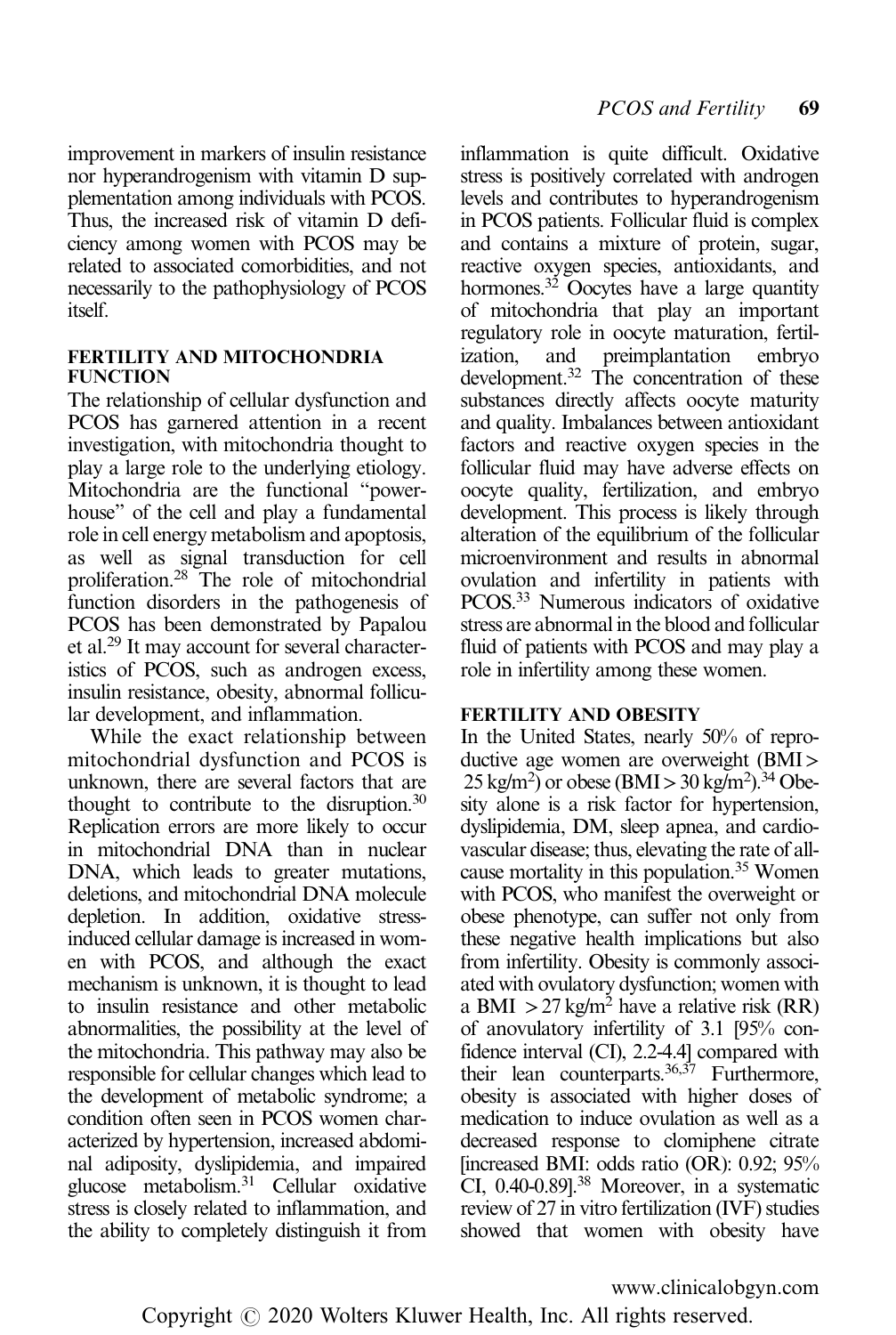improvement in markers of insulin resistance nor hyperandrogenism with vitamin D supplementation among individuals with PCOS. Thus, the increased risk of vitamin D deficiency among women with PCOS may be related to associated comorbidities, and not necessarily to the pathophysiology of PCOS itself.

## FERTILITY AND MITOCHONDRIA FUNCTION

The relationship of cellular dysfunction and PCOS has garnered attention in a recent investigation, with mitochondria thought to play a large role to the underlying etiology. Mitochondria are the functional "powerhouse" of the cell and play a fundamental role in cell energy metabolism and apoptosis, as well as signal transduction for cell proliferation.[28] The role of mitochondrial function disorders in the pathogenesis of PCOS has been demonstrated by Papalou et al.[29] It may account for several characteristics of PCOS, such as androgen excess, insulin resistance, obesity, abnormal follicular development, and inflammation.

While the exact relationship between mitochondrial dysfunction and PCOS is unknown, there are several factors that are thought to contribute to the disruption.[30] Replication errors are more likely to occur in mitochondrial DNA than in nuclear DNA, which leads to greater mutations, deletions, and mitochondrial DNA molecule depletion. In addition, oxidative stress-induced cellular damage is increased in women with PCOS, and although the exact mechanism is unknown, it is thought to lead to insulin resistance and other metabolic abnormalities, the possibility at the level of the mitochondria. This pathway may also be responsible for cellular changes which lead to the development of metabolic syndrome; a condition often seen in PCOS women characterized by hypertension, increased abdominal adiposity, dyslipidemia, and impaired glucose metabolism.[31] Cellular oxidative stress is closely related to inflammation, and the ability to completely distinguish it from inflammation is quite difficult. Oxidative stress is positively correlated with androgen levels and contributes to hyperandrogenism in PCOS patients. Follicular fluid is complex and contains a mixture of protein, sugar, reactive oxygen species, antioxidants, and hormones.[32] Oocytes have a large quantity of mitochondria that play an important regulatory role in oocyte maturation, fertilization, and preimplantation embryo development.[32] The concentration of these substances directly affects oocyte maturity and quality. Imbalances between antioxidant factors and reactive oxygen species in the follicular fluid may have adverse effects on oocyte quality, fertilization, and embryo development. This process is likely through alteration of the equilibrium of the follicular microenvironment and results in abnormal ovulation and infertility in patients with PCOS.[33] Numerous indicators of oxidative stress are abnormal in the blood and follicular fluid of patients with PCOS and may play a role in infertility among these women.

## FERTILITY AND OBESITY

In the United States, nearly 50% of reproductive age women are overweight (BMI > 25 kg/m$^2$) or obese (BMI > 30 kg/m$^2$).[34] Obesity alone is a risk factor for hypertension, dyslipidemia, DM, sleep apnea, and cardiovascular disease; thus, elevating the rate of all-cause mortality in this population.[35] Women with PCOS, who manifest the overweight or obese phenotype, can suffer not only from these negative health implications but also from infertility. Obesity is commonly associated with ovulatory dysfunction; women with a BMI > 27 kg/m$^2$ have a relative risk (RR) of anovulatory infertility of 3.1 [95% confidence interval (CI), 2.2-4.4] compared with their lean counterparts.[36,37] Furthermore, obesity is associated with higher doses of medication to induce ovulation as well as a decreased response to clomiphene citrate [increased BMI: odds ratio (OR): 0.92; 95% CI, 0.40-0.89].[38] Moreover, in a systematic review of 27 in vitro fertilization (IVF) studies showed that women with obesity have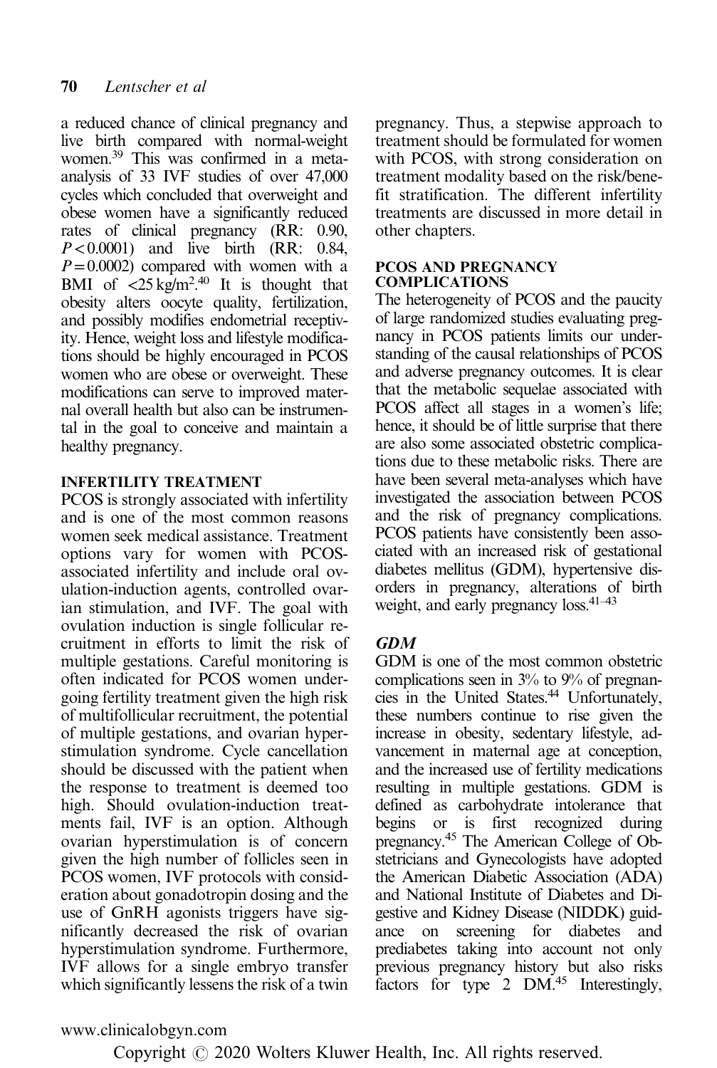a reduced chance of clinical pregnancy and live birth compared with normal-weight women.[39] This was confirmed in a meta-analysis of 33 IVF studies of over 47,000 cycles which concluded that overweight and obese women have a significantly reduced rates of clinical pregnancy (RR: 0.90, $P < 0.0001$) and live birth (RR: 0.84, $P = 0.0002$) compared with women with a BMI of $<25\,\mathrm{kg/m^2}$.[40] It is thought that obesity alters oocyte quality, fertilization, and possibly modifies endometrial receptivity. Hence, weight loss and lifestyle modifications should be highly encouraged in PCOS women who are obese or overweight. These modifications can serve to improved maternal overall health but also can be instrumental in the goal to conceive and maintain a healthy pregnancy.

## INFERTILITY TREATMENT

PCOS is strongly associated with infertility and is one of the most common reasons women seek medical assistance. Treatment options vary for women with PCOS-associated infertility and include oral ovulation-induction agents, controlled ovarian stimulation, and IVF. The goal with ovulation induction is single follicular recruitment in efforts to limit the risk of multiple gestations. Careful monitoring is often indicated for PCOS women undergoing fertility treatment given the high risk of multifollicular recruitment, the potential of multiple gestations, and ovarian hyperstimulation syndrome. Cycle cancellation should be discussed with the patient when the response to treatment is deemed too high. Should ovulation-induction treatments fail, IVF is an option. Although ovarian hyperstimulation is of concern given the high number of follicles seen in PCOS women, IVF protocols with consideration about gonadotropin dosing and the use of GnRH agonists triggers have significantly decreased the risk of ovarian hyperstimulation syndrome. Furthermore, IVF allows for a single embryo transfer which significantly lessens the risk of a twin pregnancy. Thus, a stepwise approach to treatment should be formulated for women with PCOS, with strong consideration on treatment modality based on the risk/benefit stratification. The different infertility treatments are discussed in more detail in other chapters.

## PCOS AND PREGNANCY COMPLICATIONS

The heterogeneity of PCOS and the paucity of large randomized studies evaluating pregnancy in PCOS patients limits our understanding of the causal relationships of PCOS and adverse pregnancy outcomes. It is clear that the metabolic sequelae associated with PCOS affect all stages in a women's life; hence, it should be of little surprise that there are also some associated obstetric complications due to these metabolic risks. There are have been several meta-analyses which have investigated the association between PCOS and the risk of pregnancy complications. PCOS patients have consistently been associated with an increased risk of gestational diabetes mellitus (GDM), hypertensive disorders in pregnancy, alterations of birth weight, and early pregnancy loss.[41–43]

### *GDM*

GDM is one of the most common obstetric complications seen in 3% to 9% of pregnancies in the United States.[44] Unfortunately, these numbers continue to rise given the increase in obesity, sedentary lifestyle, advancement in maternal age at conception, and the increased use of fertility medications resulting in multiple gestations. GDM is defined as carbohydrate intolerance that begins or is first recognized during pregnancy.[45] The American College of Obstetricians and Gynecologists have adopted the American Diabetic Association (ADA) and National Institute of Diabetes and Digestive and Kidney Disease (NIDDK) guidance on screening for diabetes and prediabetes taking into account not only previous pregnancy history but also risks factors for type 2 DM.[45] Interestingly,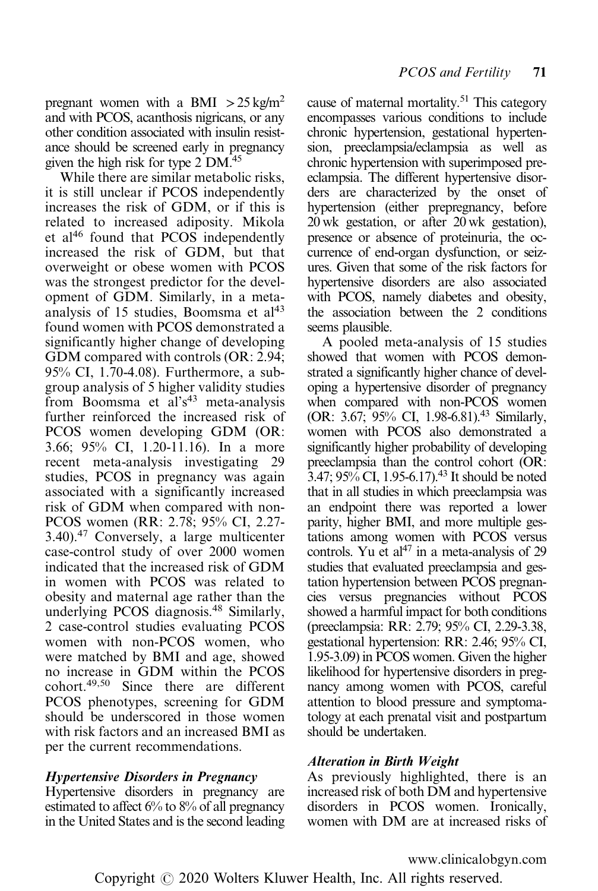pregnant women with a BMI $>25\,kg/m^2$ and with PCOS, acanthosis nigricans, or any other condition associated with insulin resistance should be screened early in pregnancy given the high risk for type 2 DM.[45]

While there are similar metabolic risks, it is still unclear if PCOS independently increases the risk of GDM, or if this is related to increased adiposity. Mikola et al[46] found that PCOS independently increased the risk of GDM, but that overweight or obese women with PCOS was the strongest predictor for the development of GDM. Similarly, in a meta-analysis of 15 studies, Boomsma et al[43] found women with PCOS demonstrated a significantly higher change of developing GDM compared with controls (OR: 2.94; 95% CI, 1.70-4.08). Furthermore, a subgroup analysis of 5 higher validity studies from Boomsma et al's[43] meta-analysis further reinforced the increased risk of PCOS women developing GDM (OR: 3.66; 95% CI, 1.20-11.16). In a more recent meta-analysis investigating 29 studies, PCOS in pregnancy was again associated with a significantly increased risk of GDM when compared with non-PCOS women (RR: 2.78; 95% CI, 2.27-3.40).[47] Conversely, a large multicenter case-control study of over 2000 women indicated that the increased risk of GDM in women with PCOS was related to obesity and maternal age rather than the underlying PCOS diagnosis.[48] Similarly, 2 case-control studies evaluating PCOS women with non-PCOS women, who were matched by BMI and age, showed no increase in GDM within the PCOS cohort.[49,50] Since there are different PCOS phenotypes, screening for GDM should be underscored in those women with risk factors and an increased BMI as per the current recommendations.

### *Hypertensive Disorders in Pregnancy*

Hypertensive disorders in pregnancy are estimated to affect 6% to 8% of all pregnancy in the United States and is the second leading cause of maternal mortality.[51] This category encompasses various conditions to include chronic hypertension, gestational hypertension, preeclampsia/eclampsia as well as chronic hypertension with superimposed preeclampsia. The different hypertensive disorders are characterized by the onset of hypertension (either prepregnancy, before 20 wk gestation, or after 20 wk gestation), presence or absence of proteinuria, the occurrence of end-organ dysfunction, or seizures. Given that some of the risk factors for hypertensive disorders are also associated with PCOS, namely diabetes and obesity, the association between the 2 conditions seems plausible.

A pooled meta-analysis of 15 studies showed that women with PCOS demonstrated a significantly higher chance of developing a hypertensive disorder of pregnancy when compared with non-PCOS women (OR: 3.67; 95% CI, 1.98-6.81).[43] Similarly, women with PCOS also demonstrated a significantly higher probability of developing preeclampsia than the control cohort (OR: 3.47; 95% CI, 1.95-6.17).[43] It should be noted that in all studies in which preeclampsia was an endpoint there was reported a lower parity, higher BMI, and more multiple gestations among women with PCOS versus controls. Yu et al[47] in a meta-analysis of 29 studies that evaluated preeclampsia and gestation hypertension between PCOS pregnancies versus pregnancies without PCOS showed a harmful impact for both conditions (preeclampsia: RR: 2.79; 95% CI, 2.29-3.38, gestational hypertension: RR: 2.46; 95% CI, 1.95-3.09) in PCOS women. Given the higher likelihood for hypertensive disorders in pregnancy among women with PCOS, careful attention to blood pressure and symptomatology at each prenatal visit and postpartum should be undertaken.

### *Alteration in Birth Weight*

As previously highlighted, there is an increased risk of both DM and hypertensive disorders in PCOS women. Ironically, women with DM are at increased risks of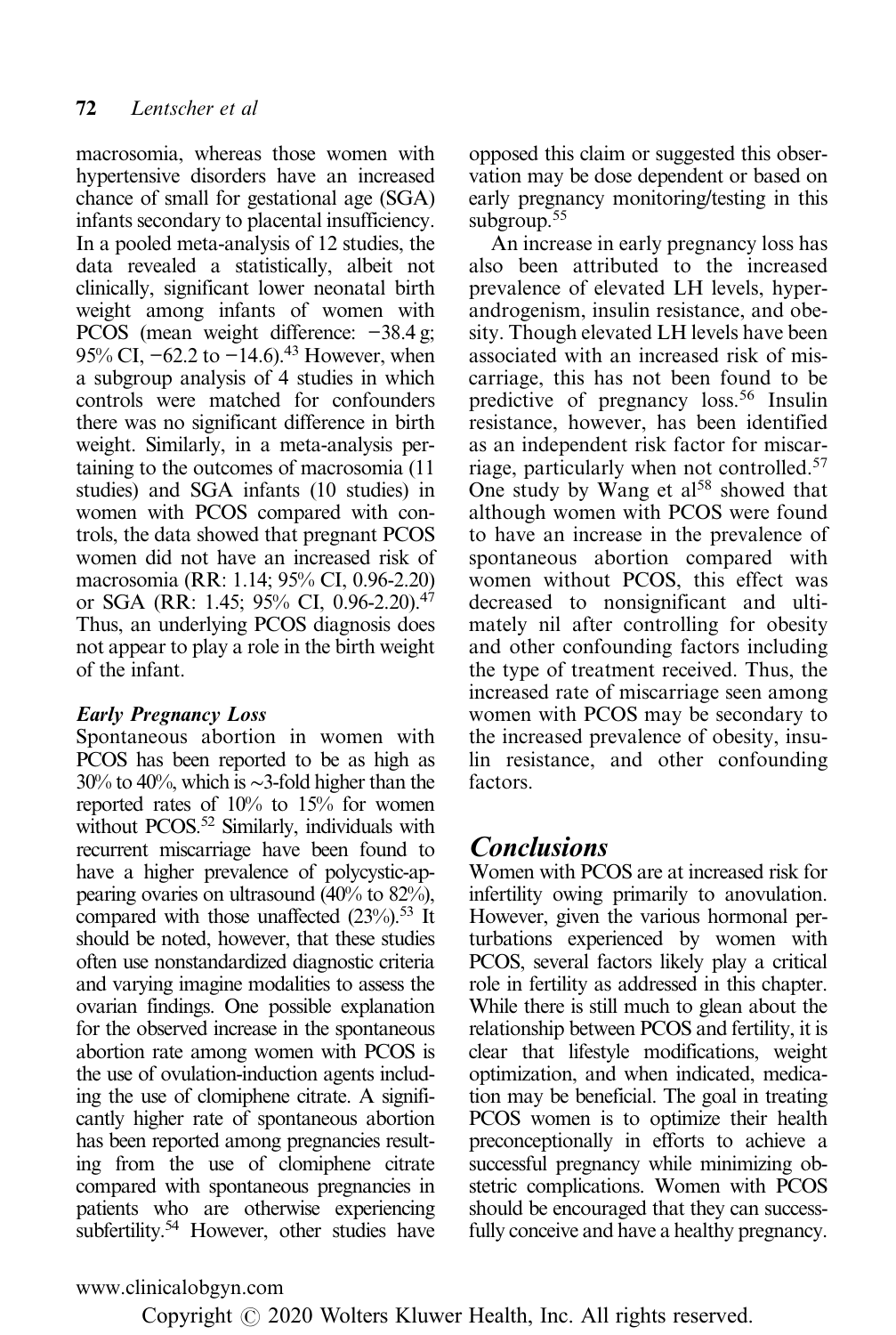macrosomia, whereas those women with hypertensive disorders have an increased chance of small for gestational age (SGA) infants secondary to placental insufficiency. In a pooled meta-analysis of 12 studies, the data revealed a statistically, albeit not clinically, significant lower neonatal birth weight among infants of women with PCOS (mean weight difference: −38.4 g; 95% CI, −62.2 to −14.6).[43] However, when a subgroup analysis of 4 studies in which controls were matched for confounders there was no significant difference in birth weight. Similarly, in a meta-analysis pertaining to the outcomes of macrosomia (11 studies) and SGA infants (10 studies) in women with PCOS compared with controls, the data showed that pregnant PCOS women did not have an increased risk of macrosomia (RR: 1.14; 95% CI, 0.96-2.20) or SGA (RR: 1.45; 95% CI, 0.96-2.20).[47] Thus, an underlying PCOS diagnosis does not appear to play a role in the birth weight of the infant.

### *Early Pregnancy Loss*

Spontaneous abortion in women with PCOS has been reported to be as high as 30% to 40%, which is ∼3-fold higher than the reported rates of 10% to 15% for women without PCOS.[52] Similarly, individuals with recurrent miscarriage have been found to have a higher prevalence of polycystic-appearing ovaries on ultrasound (40% to 82%), compared with those unaffected (23%).[53] It should be noted, however, that these studies often use nonstandardized diagnostic criteria and varying imagine modalities to assess the ovarian findings. One possible explanation for the observed increase in the spontaneous abortion rate among women with PCOS is the use of ovulation-induction agents including the use of clomiphene citrate. A significantly higher rate of spontaneous abortion has been reported among pregnancies resulting from the use of clomiphene citrate compared with spontaneous pregnancies in patients who are otherwise experiencing subfertility.[54] However, other studies have opposed this claim or suggested this observation may be dose dependent or based on early pregnancy monitoring/testing in this subgroup.[55]

An increase in early pregnancy loss has also been attributed to the increased prevalence of elevated LH levels, hyperandrogenism, insulin resistance, and obesity. Though elevated LH levels have been associated with an increased risk of miscarriage, this has not been found to be predictive of pregnancy loss.[56] Insulin resistance, however, has been identified as an independent risk factor for miscarriage, particularly when not controlled.[57] One study by Wang et al[58] showed that although women with PCOS were found to have an increase in the prevalence of spontaneous abortion compared with women without PCOS, this effect was decreased to nonsignificant and ultimately nil after controlling for obesity and other confounding factors including the type of treatment received. Thus, the increased rate of miscarriage seen among women with PCOS may be secondary to the increased prevalence of obesity, insulin resistance, and other confounding factors.

## Conclusions

Women with PCOS are at increased risk for infertility owing primarily to anovulation. However, given the various hormonal perturbations experienced by women with PCOS, several factors likely play a critical role in fertility as addressed in this chapter. While there is still much to glean about the relationship between PCOS and fertility, it is clear that lifestyle modifications, weight optimization, and when indicated, medication may be beneficial. The goal in treating PCOS women is to optimize their health preconceptionally in efforts to achieve a successful pregnancy while minimizing obstetric complications. Women with PCOS should be encouraged that they can successfully conceive and have a healthy pregnancy.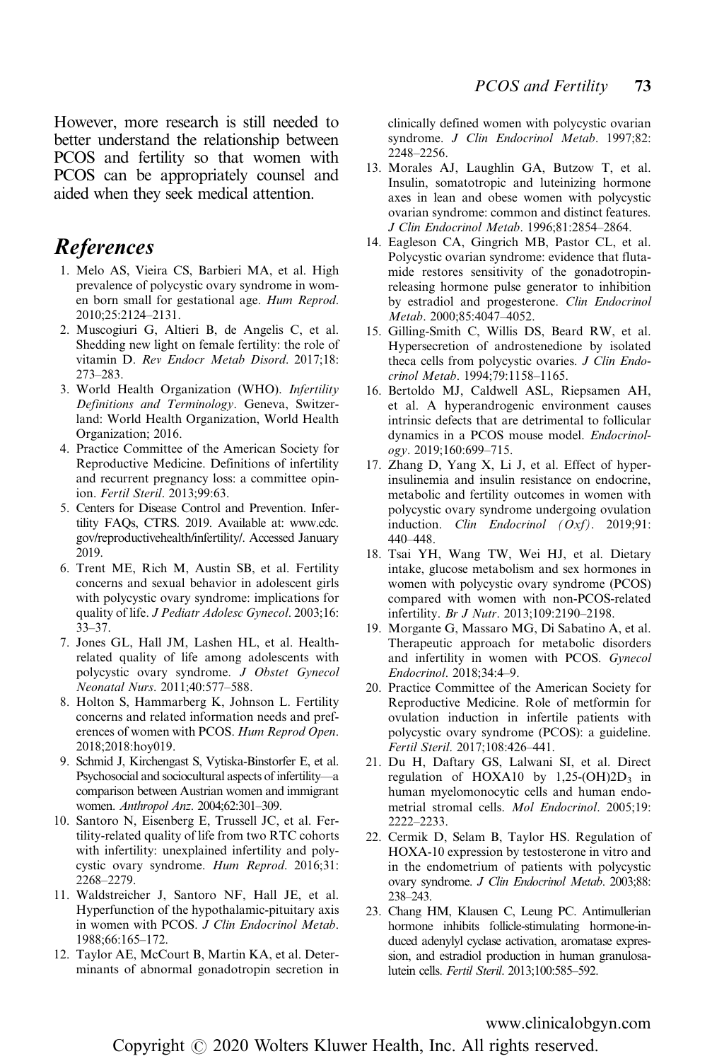However, more research is still needed to better understand the relationship between PCOS and fertility so that women with PCOS can be appropriately counsel and aided when they seek medical attention.

## References

1. Melo AS, Vieira CS, Barbieri MA, et al. High prevalence of polycystic ovary syndrome in women born small for gestational age. *Hum Reprod*. 2010;25:2124–2131.
2. Muscogiuri G, Altieri B, de Angelis C, et al. Shedding new light on female fertility: the role of vitamin D. *Rev Endocr Metab Disord*. 2017;18: 273–283.
3. World Health Organization (WHO). *Infertility Definitions and Terminology*. Geneva, Switzerland: World Health Organization, World Health Organization; 2016.
4. Practice Committee of the American Society for Reproductive Medicine. Definitions of infertility and recurrent pregnancy loss: a committee opinion. *Fertil Steril*. 2013;99:63.
5. Centers for Disease Control and Prevention. Infertility FAQs, CTRS. 2019. Available at: www.cdc.gov/reproductivehealth/infertility/. Accessed January 2019.
6. Trent ME, Rich M, Austin SB, et al. Fertility concerns and sexual behavior in adolescent girls with polycystic ovary syndrome: implications for quality of life. *J Pediatr Adolesc Gynecol*. 2003;16: 33–37.
7. Jones GL, Hall JM, Lashen HL, et al. Health-related quality of life among adolescents with polycystic ovary syndrome. *J Obstet Gynecol Neonatal Nurs*. 2011;40:577–588.
8. Holton S, Hammarberg K, Johnson L. Fertility concerns and related information needs and preferences of women with PCOS. *Hum Reprod Open*. 2018;2018:hoy019.
9. Schmid J, Kirchengast S, Vytiska-Binstorfer E, et al. Psychosocial and sociocultural aspects of infertility—a comparison between Austrian women and immigrant women. *Anthropol Anz*. 2004;62:301–309.
10. Santoro N, Eisenberg E, Trussell JC, et al. Fertility-related quality of life from two RTC cohorts with infertility: unexplained infertility and polycystic ovary syndrome. *Hum Reprod*. 2016;31: 2268–2279.
11. Waldstreicher J, Santoro NF, Hall JE, et al. Hyperfunction of the hypothalamic-pituitary axis in women with PCOS. *J Clin Endocrinol Metab*. 1988;66:165–172.
12. Taylor AE, McCourt B, Martin KA, et al. Determinants of abnormal gonadotropin secretion in clinically defined women with polycystic ovarian syndrome. *J Clin Endocrinol Metab*. 1997;82: 2248–2256.
13. Morales AJ, Laughlin GA, Butzow T, et al. Insulin, somatotropic and luteinizing hormone axes in lean and obese women with polycystic ovarian syndrome: common and distinct features. *J Clin Endocrinol Metab*. 1996;81:2854–2864.
14. Eagleson CA, Gingrich MB, Pastor CL, et al. Polycystic ovarian syndrome: evidence that flutamide restores sensitivity of the gonadotropin-releasing hormone pulse generator to inhibition by estradiol and progesterone. *Clin Endocrinol Metab*. 2000;85:4047–4052.
15. Gilling-Smith C, Willis DS, Beard RW, et al. Hypersecretion of androstenedione by isolated theca cells from polycystic ovaries. *J Clin Endocrinol Metab*. 1994;79:1158–1165.
16. Bertoldo MJ, Caldwell ASL, Riepsamen AH, et al. A hyperandrogenic environment causes intrinsic defects that are detrimental to follicular dynamics in a PCOS mouse model. *Endocrinology*. 2019;160:699–715.
17. Zhang D, Yang X, Li J, et al. Effect of hyperinsulinemia and insulin resistance on endocrine, metabolic and fertility outcomes in women with polycystic ovary syndrome undergoing ovulation induction. *Clin Endocrinol (Oxf)*. 2019;91: 440–448.
18. Tsai YH, Wang TW, Wei HJ, et al. Dietary intake, glucose metabolism and sex hormones in women with polycystic ovary syndrome (PCOS) compared with women with non-PCOS-related infertility. *Br J Nutr*. 2013;109:2190–2198.
19. Morgante G, Massaro MG, Di Sabatino A, et al. Therapeutic approach for metabolic disorders and infertility in women with PCOS. *Gynecol Endocrinol*. 2018;34:4–9.
20. Practice Committee of the American Society for Reproductive Medicine. Role of metformin for ovulation induction in infertile patients with polycystic ovary syndrome (PCOS): a guideline. *Fertil Steril*. 2017;108:426–441.
21. Du H, Daftary GS, Lalwani SI, et al. Direct regulation of HOXA10 by 1,25-$(OH)_2D_3$ in human myelomonocytic cells and human endometrial stromal cells. *Mol Endocrinol*. 2005;19: 2222–2233.
22. Cermik D, Selam B, Taylor HS. Regulation of HOXA-10 expression by testosterone in vitro and in the endometrium of patients with polycystic ovary syndrome. *J Clin Endocrinol Metab*. 2003;88: 238–243.
23. Chang HM, Klausen C, Leung PC. Antimullerian hormone inhibits follicle-stimulating hormone-induced adenylyl cyclase activation, aromatase expression, and estradiol production in human granulosa-lutein cells. *Fertil Steril*. 2013;100:585–592.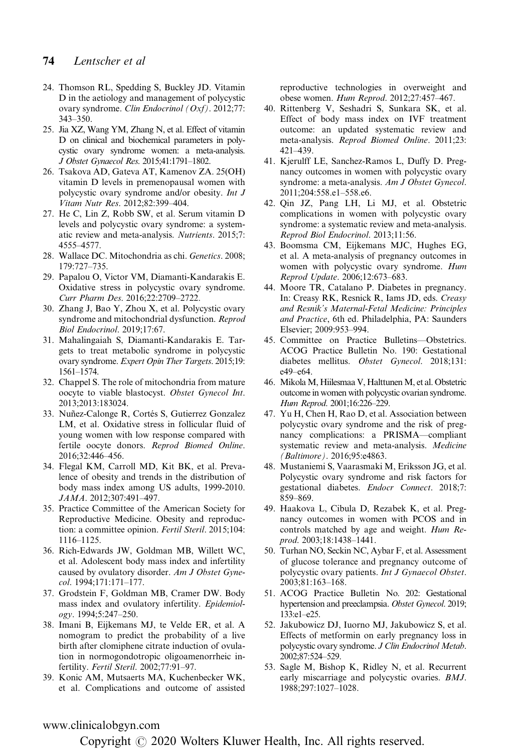24. Thomson RL, Spedding S, Buckley JD. Vitamin D in the aetiology and management of polycystic ovary syndrome. *Clin Endocrinol (Oxf)*. 2012;77: 343–350.
25. Jia XZ, Wang YM, Zhang N, et al. Effect of vitamin D on clinical and biochemical parameters in polycystic ovary syndrome women: a meta-analysis. *J Obstet Gynaecol Res*. 2015;41:1791–1802.
26. Tsakova AD, Gateva AT, Kamenov ZA. 25(OH) vitamin D levels in premenopausal women with polycystic ovary syndrome and/or obesity. *Int J Vitam Nutr Res*. 2012;82:399–404.
27. He C, Lin Z, Robb SW, et al. Serum vitamin D levels and polycystic ovary syndrome: a systematic review and meta-analysis. *Nutrients*. 2015;7: 4555–4577.
28. Wallace DC. Mitochondria as chi. *Genetics*. 2008; 179:727–735.
29. Papalou O, Victor VM, Diamanti-Kandarakis E. Oxidative stress in polycystic ovary syndrome. *Curr Pharm Des*. 2016;22:2709–2722.
30. Zhang J, Bao Y, Zhou X, et al. Polycystic ovary syndrome and mitochondrial dysfunction. *Reprod Biol Endocrinol*. 2019;17:67.
31. Mahalingaiah S, Diamanti-Kandarakis E. Targets to treat metabolic syndrome in polycystic ovary syndrome. *Expert Opin Ther Targets*. 2015;19: 1561–1574.
32. Chappel S. The role of mitochondria from mature oocyte to viable blastocyst. *Obstet Gynecol Int*. 2013;2013:183024.
33. Nuñez-Calonge R, Cortés S, Gutierrez Gonzalez LM, et al. Oxidative stress in follicular fluid of young women with low response compared with fertile oocyte donors. *Reprod Biomed Online*. 2016;32:446–456.
34. Flegal KM, Carroll MD, Kit BK, et al. Prevalence of obesity and trends in the distribution of body mass index among US adults, 1999-2010. *JAMA*. 2012;307:491–497.
35. Practice Committee of the American Society for Reproductive Medicine. Obesity and reproduction: a committee opinion. *Fertil Steril*. 2015;104: 1116–1125.
36. Rich-Edwards JW, Goldman MB, Willett WC, et al. Adolescent body mass index and infertility caused by ovulatory disorder. *Am J Obstet Gynecol*. 1994;171:171–177.
37. Grodstein F, Goldman MB, Cramer DW. Body mass index and ovulatory infertility. *Epidemiology*. 1994;5:247–250.
38. Imani B, Eijkemans MJ, te Velde ER, et al. A nomogram to predict the probability of a live birth after clomiphene citrate induction of ovulation in normogondotropic oligoamenorrheic infertility. *Fertil Steril*. 2002;77:91–97.
39. Konic AM, Mutsaerts MA, Kuchenbecker WK, et al. Complications and outcome of assisted reproductive technologies in overweight and obese women. *Hum Reprod*. 2012;27:457–467.
40. Rittenberg V, Seshadri S, Sunkara SK, et al. Effect of body mass index on IVF treatment outcome: an updated systematic review and meta-analysis. *Reprod Biomed Online*. 2011;23: 421–439.
41. Kjerulff LE, Sanchez-Ramos L, Duffy D. Pregnancy outcomes in women with polycystic ovary syndrome: a meta-analysis. *Am J Obstet Gynecol*. 2011;204:558.e1–558.e6.
42. Qin JZ, Pang LH, Li MJ, et al. Obstetric complications in women with polycystic ovary syndrome: a systematic review and meta-analysis. *Reprod Biol Endocrinol*. 2013;11:56.
43. Boomsma CM, Eijkemans MJC, Hughes EG, et al. A meta-analysis of pregnancy outcomes in women with polycystic ovary syndrome. *Hum Reprod Update*. 2006;12:673–683.
44. Moore TR, Catalano P. Diabetes in pregnancy. In: Creasy RK, Resnick R, Iams JD, eds. *Creasy and Resnik's Maternal-Fetal Medicine: Principles and Practice*, 6th ed. Philadelphia, PA: Saunders Elsevier; 2009:953–994.
45. Committee on Practice Bulletins—Obstetrics. ACOG Practice Bulletin No. 190: Gestational diabetes mellitus. *Obstet Gynecol*. 2018;131: e49–e64.
46. Mikola M, Hiilesmaa V, Halttunen M, et al. Obstetric outcome in women with polycystic ovarian syndrome. *Hum Reprod*. 2001;16:226–229.
47. Yu H, Chen H, Rao D, et al. Association between polycystic ovary syndrome and the risk of pregnancy complications: a PRISMA—compliant systematic review and meta-analysis. *Medicine (Baltimore)*. 2016;95:e4863.
48. Mustaniemi S, Vaarasmaki M, Eriksson JG, et al. Polycystic ovary syndrome and risk factors for gestational diabetes. *Endocr Connect*. 2018;7: 859–869.
49. Haakova L, Cibula D, Rezabek K, et al. Pregnancy outcomes in women with PCOS and in controls matched by age and weight. *Hum Reprod*. 2003;18:1438–1441.
50. Turhan NO, Seckin NC, Aybar F, et al. Assessment of glucose tolerance and pregnancy outcome of polycystic ovary patients. *Int J Gynaecol Obstet*. 2003;81:163–168.
51. ACOG Practice Bulletin No. 202: Gestational hypertension and preeclampsia. *Obstet Gynecol*. 2019; 133:e1–e25.
52. Jakubowicz DJ, Iuorno MJ, Jakubowicz S, et al. Effects of metformin on early pregnancy loss in polycystic ovary syndrome. *J Clin Endocrinol Metab*. 2002;87:524–529.
53. Sagle M, Bishop K, Ridley N, et al. Recurrent early miscarriage and polycystic ovaries. *BMJ*. 1988;297:1027–1028.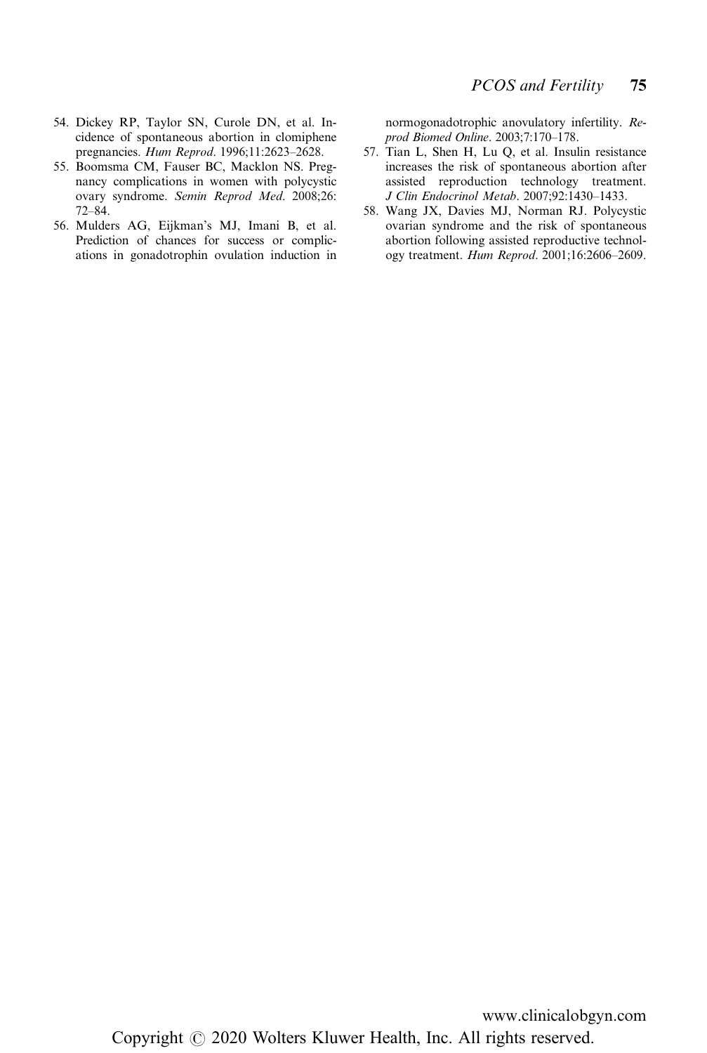54. Dickey RP, Taylor SN, Curole DN, et al. Incidence of spontaneous abortion in clomiphene pregnancies. *Hum Reprod*. 1996;11:2623–2628.
55. Boomsma CM, Fauser BC, Macklon NS. Pregnancy complications in women with polycystic ovary syndrome. *Semin Reprod Med*. 2008;26:72–84.
56. Mulders AG, Eijkman's MJ, Imani B, et al. Prediction of chances for success or complications in gonadotrophin ovulation induction in normogonadotrophic anovulatory infertility. *Reprod Biomed Online*. 2003;7:170–178.
57. Tian L, Shen H, Lu Q, et al. Insulin resistance increases the risk of spontaneous abortion after assisted reproduction technology treatment. *J Clin Endocrinol Metab*. 2007;92:1430–1433.
58. Wang JX, Davies MJ, Norman RJ. Polycystic ovarian syndrome and the risk of spontaneous abortion following assisted reproductive technology treatment. *Hum Reprod*. 2001;16:2606–2609.